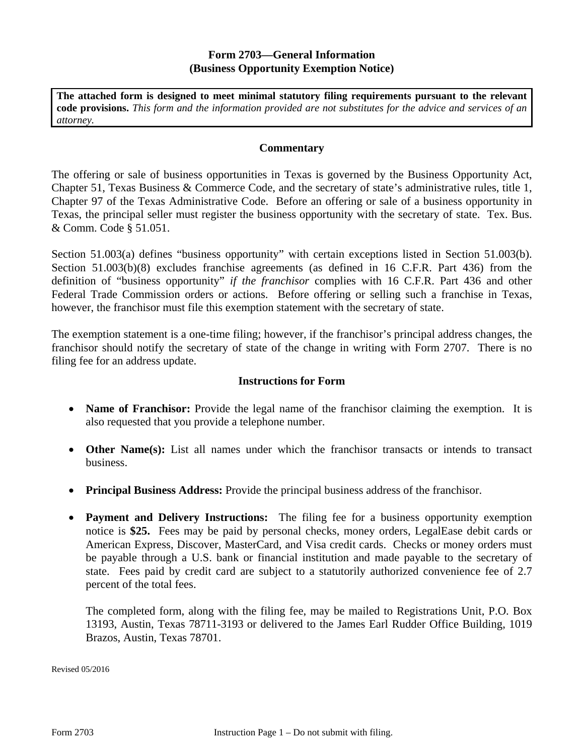# Form 2703—General Information
## (Business Opportunity Exemption Notice)

**The attached form is designed to meet minimal statutory filing requirements pursuant to the relevant code provisions.** *This form and the information provided are not substitutes for the advice and services of an attorney.*

### Commentary

The offering or sale of business opportunities in Texas is governed by the Business Opportunity Act, Chapter 51, Texas Business & Commerce Code, and the secretary of state's administrative rules, title 1, Chapter 97 of the Texas Administrative Code. Before an offering or sale of a business opportunity in Texas, the principal seller must register the business opportunity with the secretary of state. Tex. Bus. & Comm. Code § 51.051.

Section 51.003(a) defines "business opportunity" with certain exceptions listed in Section 51.003(b). Section 51.003(b)(8) excludes franchise agreements (as defined in 16 C.F.R. Part 436) from the definition of "business opportunity" *if the franchisor* complies with 16 C.F.R. Part 436 and other Federal Trade Commission orders or actions. Before offering or selling such a franchise in Texas, however, the franchisor must file this exemption statement with the secretary of state.

The exemption statement is a one-time filing; however, if the franchisor's principal address changes, the franchisor should notify the secretary of state of the change in writing with Form 2707. There is no filing fee for an address update.

### Instructions for Form

- **Name of Franchisor:** Provide the legal name of the franchisor claiming the exemption. It is also requested that you provide a telephone number.
- **Other Name(s):** List all names under which the franchisor transacts or intends to transact business.
- **Principal Business Address:** Provide the principal business address of the franchisor.
- **Payment and Delivery Instructions:** The filing fee for a business opportunity exemption notice is **$25.** Fees may be paid by personal checks, money orders, LegalEase debit cards or American Express, Discover, MasterCard, and Visa credit cards. Checks or money orders must be payable through a U.S. bank or financial institution and made payable to the secretary of state. Fees paid by credit card are subject to a statutorily authorized convenience fee of 2.7 percent of the total fees.

  The completed form, along with the filing fee, may be mailed to Registrations Unit, P.O. Box 13193, Austin, Texas 78711-3193 or delivered to the James Earl Rudder Office Building, 1019 Brazos, Austin, Texas 78701.

Revised 05/2016

Form 2703 Instruction Page 1 – Do not submit with filing.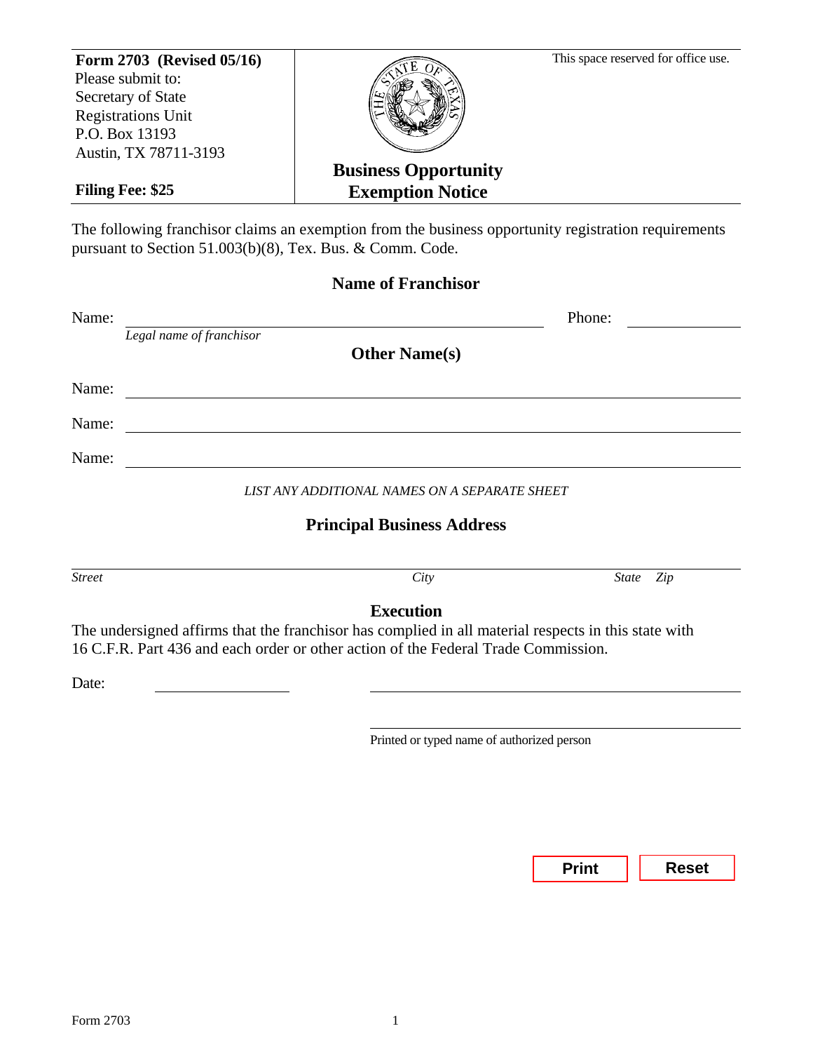**Form 2703 (Revised 05/16)**
Please submit to:
Secretary of State
Registrations Unit
P.O. Box 13193
Austin, TX 78711-3193

**Filing Fee: $25**

This space reserved for office use.

# Business Opportunity Exemption Notice

The following franchisor claims an exemption from the business opportunity registration requirements pursuant to Section 51.003(b)(8), Tex. Bus. & Comm. Code.

## Name of Franchisor

Name: ______________________________ Phone: ____________
*Legal name of franchisor*

## Other Name(s)

Name: ______________________________

Name: ______________________________

Name: ______________________________

*LIST ANY ADDITIONAL NAMES ON A SEPARATE SHEET*

## Principal Business Address

______________________________
*Street* *City* *State* *Zip*

## Execution

The undersigned affirms that the franchisor has complied in all material respects in this state with 16 C.F.R. Part 436 and each order or other action of the Federal Trade Commission.

Date: ____________ ______________________________

______________________________
Printed or typed name of authorized person

Print Reset

Form 2703